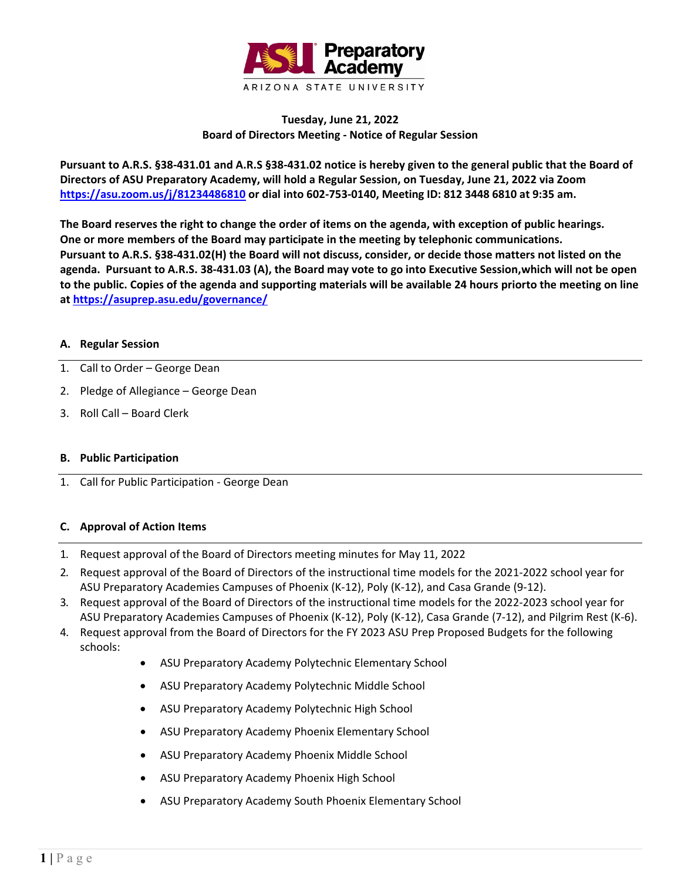**Tuesday, June 21, 2022**
**Board of Directors Meeting - Notice of Regular Session**

**Pursuant to A.R.S. §38-431.01 and A.R.S §38-431.02 notice is hereby given to the general public that the Board of Directors of ASU Preparatory Academy, will hold a Regular Session, on Tuesday, June 21, 2022 via Zoom https://asu.zoom.us/j/81234486810 or dial into 602-753-0140, Meeting ID: 812 3448 6810 at 9:35 am.**

**The Board reserves the right to change the order of items on the agenda, with exception of public hearings. One or more members of the Board may participate in the meeting by telephonic communications. Pursuant to A.R.S. §38-431.02(H) the Board will not discuss, consider, or decide those matters not listed on the agenda. Pursuant to A.R.S. 38-431.03 (A), the Board may vote to go into Executive Session,which will not be open to the public. Copies of the agenda and supporting materials will be available 24 hours priorto the meeting on line at https://asuprep.asu.edu/governance/**

### A. Regular Session

1. Call to Order – George Dean
2. Pledge of Allegiance – George Dean
3. Roll Call – Board Clerk

### B. Public Participation

1. Call for Public Participation - George Dean

### C. Approval of Action Items

1. Request approval of the Board of Directors meeting minutes for May 11, 2022
2. Request approval of the Board of Directors of the instructional time models for the 2021-2022 school year for ASU Preparatory Academies Campuses of Phoenix (K-12), Poly (K-12), and Casa Grande (9-12).
3. Request approval of the Board of Directors of the instructional time models for the 2022-2023 school year for ASU Preparatory Academies Campuses of Phoenix (K-12), Poly (K-12), Casa Grande (7-12), and Pilgrim Rest (K-6).
4. Request approval from the Board of Directors for the FY 2023 ASU Prep Proposed Budgets for the following schools:
   - ASU Preparatory Academy Polytechnic Elementary School
   - ASU Preparatory Academy Polytechnic Middle School
   - ASU Preparatory Academy Polytechnic High School
   - ASU Preparatory Academy Phoenix Elementary School
   - ASU Preparatory Academy Phoenix Middle School
   - ASU Preparatory Academy Phoenix High School
   - ASU Preparatory Academy South Phoenix Elementary School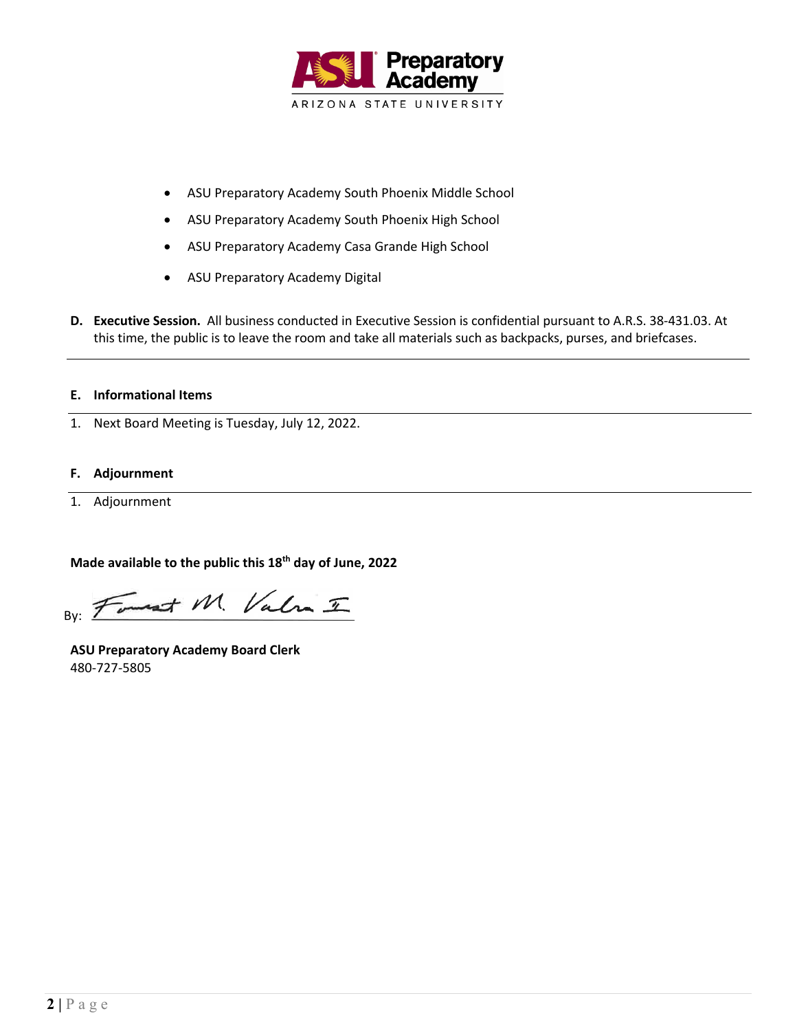- ASU Preparatory Academy South Phoenix Middle School
- ASU Preparatory Academy South Phoenix High School
- ASU Preparatory Academy Casa Grande High School
- ASU Preparatory Academy Digital

**D. Executive Session.** All business conducted in Executive Session is confidential pursuant to A.R.S. 38-431.03. At this time, the public is to leave the room and take all materials such as backpacks, purses, and briefcases.

### E. Informational Items

1. Next Board Meeting is Tuesday, July 12, 2022.

### F. Adjournment

1. Adjournment

**Made available to the public this 18th day of June, 2022**

By: Forrest M. Valora II

**ASU Preparatory Academy Board Clerk**
480-727-5805